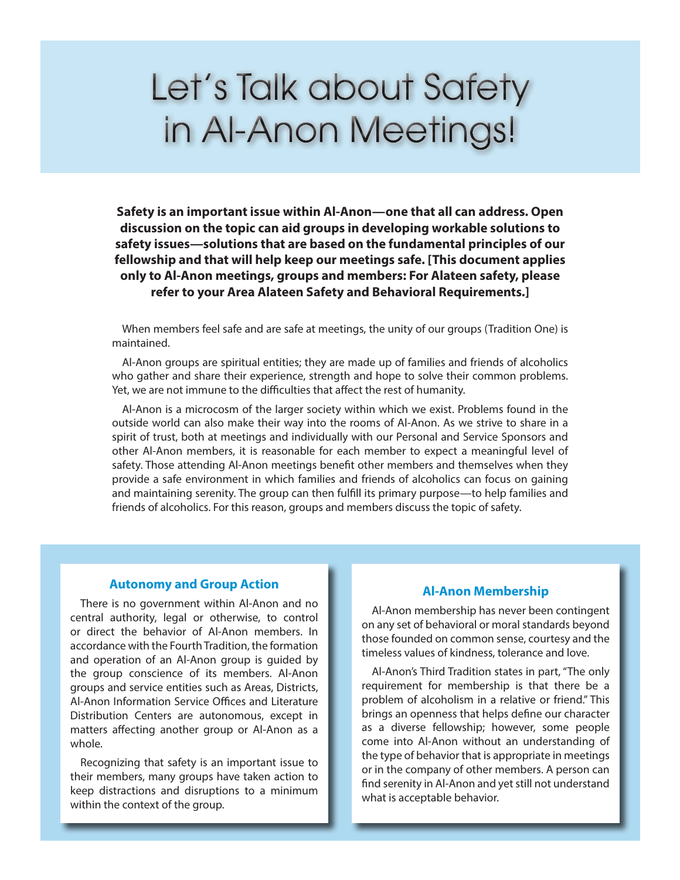# Let's Talk about Safety in Al-Anon Meetings!

**Safety is an important issue within Al-Anon—one that all can address. Open discussion on the topic can aid groups in developing workable solutions to safety issues—solutions that are based on the fundamental principles of our fellowship and that will help keep our meetings safe. [This document applies only to Al-Anon meetings, groups and members: For Alateen safety, please refer to your Area Alateen Safety and Behavioral Requirements.]**

When members feel safe and are safe at meetings, the unity of our groups (Tradition One) is maintained.

Al-Anon groups are spiritual entities; they are made up of families and friends of alcoholics who gather and share their experience, strength and hope to solve their common problems. Yet, we are not immune to the difficulties that affect the rest of humanity.

Al-Anon is a microcosm of the larger society within which we exist. Problems found in the outside world can also make their way into the rooms of Al-Anon. As we strive to share in a spirit of trust, both at meetings and individually with our Personal and Service Sponsors and other Al-Anon members, it is reasonable for each member to expect a meaningful level of safety. Those attending Al-Anon meetings benefit other members and themselves when they provide a safe environment in which families and friends of alcoholics can focus on gaining and maintaining serenity. The group can then fulfill its primary purpose—to help families and friends of alcoholics. For this reason, groups and members discuss the topic of safety.

## Autonomy and Group Action

There is no government within Al-Anon and no central authority, legal or otherwise, to control or direct the behavior of Al-Anon members. In accordance with the Fourth Tradition, the formation and operation of an Al-Anon group is guided by the group conscience of its members. Al-Anon groups and service entities such as Areas, Districts, Al-Anon Information Service Offices and Literature Distribution Centers are autonomous, except in matters affecting another group or Al-Anon as a whole.

Recognizing that safety is an important issue to their members, many groups have taken action to keep distractions and disruptions to a minimum within the context of the group.

## Al-Anon Membership

Al-Anon membership has never been contingent on any set of behavioral or moral standards beyond those founded on common sense, courtesy and the timeless values of kindness, tolerance and love.

Al-Anon's Third Tradition states in part, "The only requirement for membership is that there be a problem of alcoholism in a relative or friend." This brings an openness that helps define our character as a diverse fellowship; however, some people come into Al-Anon without an understanding of the type of behavior that is appropriate in meetings or in the company of other members. A person can find serenity in Al-Anon and yet still not understand what is acceptable behavior.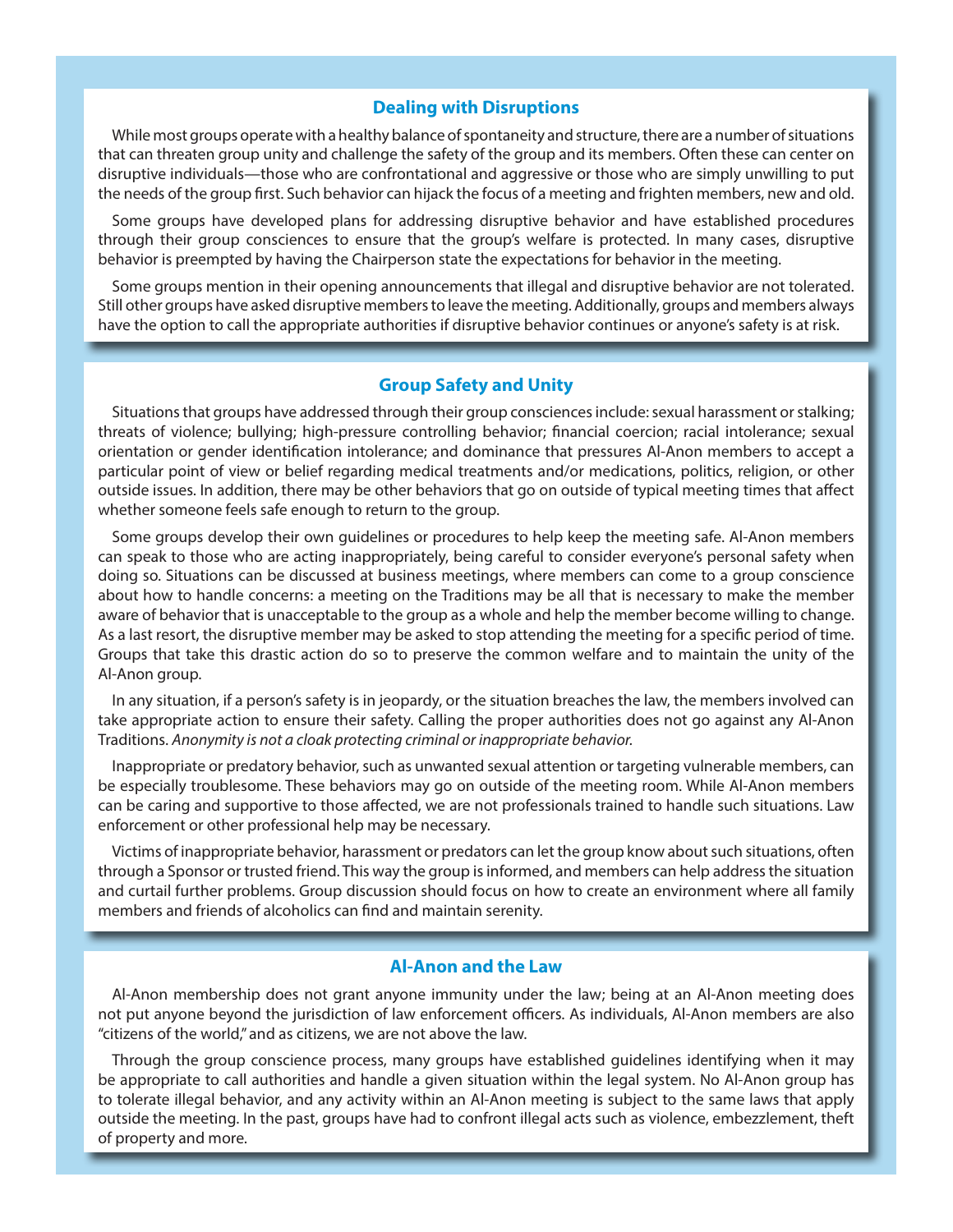## Dealing with Disruptions

While most groups operate with a healthy balance of spontaneity and structure, there are a number of situations that can threaten group unity and challenge the safety of the group and its members. Often these can center on disruptive individuals—those who are confrontational and aggressive or those who are simply unwilling to put the needs of the group first. Such behavior can hijack the focus of a meeting and frighten members, new and old.

Some groups have developed plans for addressing disruptive behavior and have established procedures through their group consciences to ensure that the group's welfare is protected. In many cases, disruptive behavior is preempted by having the Chairperson state the expectations for behavior in the meeting.

Some groups mention in their opening announcements that illegal and disruptive behavior are not tolerated. Still other groups have asked disruptive members to leave the meeting. Additionally, groups and members always have the option to call the appropriate authorities if disruptive behavior continues or anyone's safety is at risk.

## Group Safety and Unity

Situations that groups have addressed through their group consciences include: sexual harassment or stalking; threats of violence; bullying; high-pressure controlling behavior; financial coercion; racial intolerance; sexual orientation or gender identification intolerance; and dominance that pressures Al-Anon members to accept a particular point of view or belief regarding medical treatments and/or medications, politics, religion, or other outside issues. In addition, there may be other behaviors that go on outside of typical meeting times that affect whether someone feels safe enough to return to the group.

Some groups develop their own guidelines or procedures to help keep the meeting safe. Al-Anon members can speak to those who are acting inappropriately, being careful to consider everyone's personal safety when doing so. Situations can be discussed at business meetings, where members can come to a group conscience about how to handle concerns: a meeting on the Traditions may be all that is necessary to make the member aware of behavior that is unacceptable to the group as a whole and help the member become willing to change. As a last resort, the disruptive member may be asked to stop attending the meeting for a specific period of time. Groups that take this drastic action do so to preserve the common welfare and to maintain the unity of the Al-Anon group.

In any situation, if a person's safety is in jeopardy, or the situation breaches the law, the members involved can take appropriate action to ensure their safety. Calling the proper authorities does not go against any Al-Anon Traditions. *Anonymity is not a cloak protecting criminal or inappropriate behavior.*

Inappropriate or predatory behavior, such as unwanted sexual attention or targeting vulnerable members, can be especially troublesome. These behaviors may go on outside of the meeting room. While Al-Anon members can be caring and supportive to those affected, we are not professionals trained to handle such situations. Law enforcement or other professional help may be necessary.

Victims of inappropriate behavior, harassment or predators can let the group know about such situations, often through a Sponsor or trusted friend. This way the group is informed, and members can help address the situation and curtail further problems. Group discussion should focus on how to create an environment where all family members and friends of alcoholics can find and maintain serenity.

## Al-Anon and the Law

Al-Anon membership does not grant anyone immunity under the law; being at an Al-Anon meeting does not put anyone beyond the jurisdiction of law enforcement officers. As individuals, Al-Anon members are also "citizens of the world," and as citizens, we are not above the law.

Through the group conscience process, many groups have established guidelines identifying when it may be appropriate to call authorities and handle a given situation within the legal system. No Al-Anon group has to tolerate illegal behavior, and any activity within an Al-Anon meeting is subject to the same laws that apply outside the meeting. In the past, groups have had to confront illegal acts such as violence, embezzlement, theft of property and more.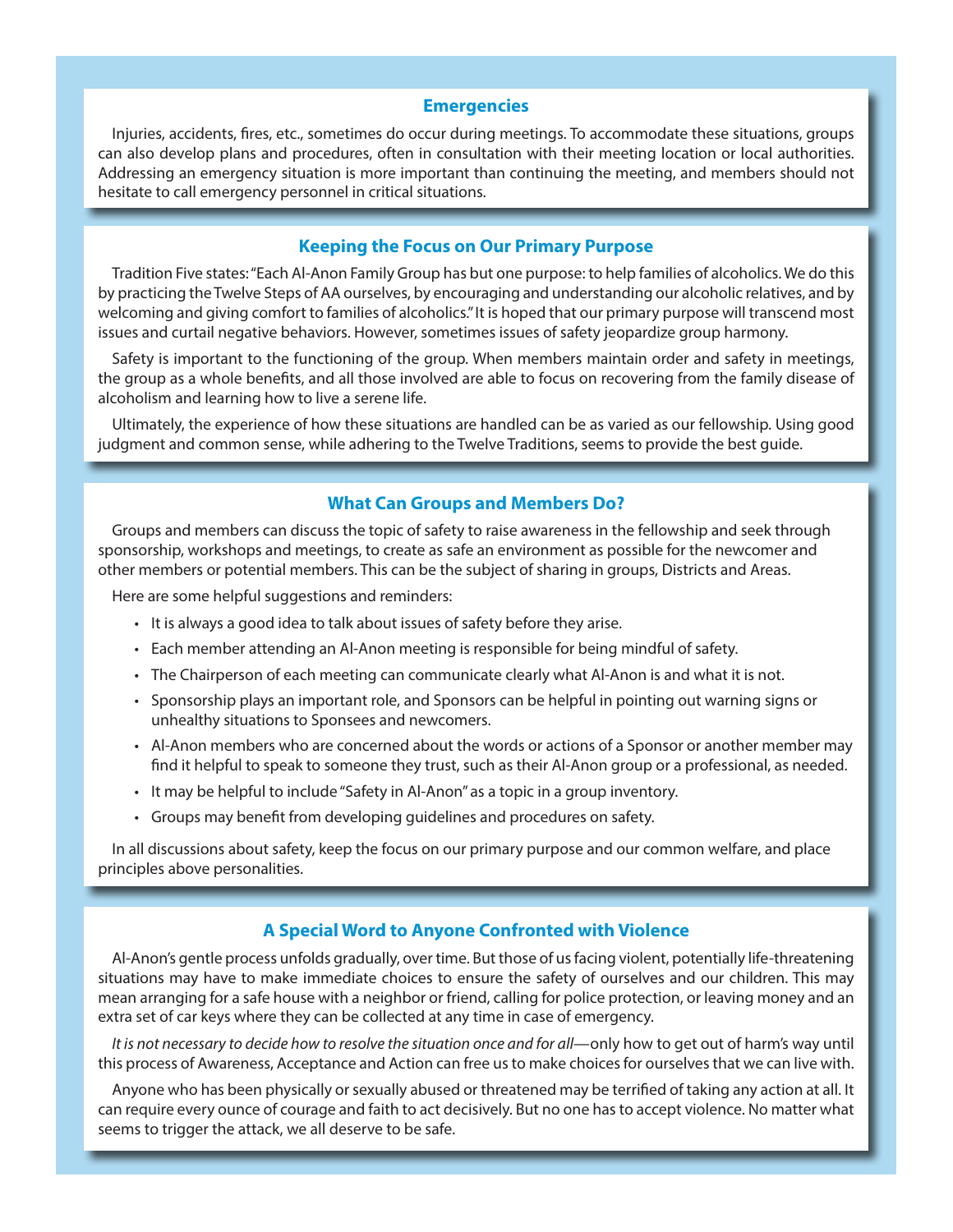## Emergencies

Injuries, accidents, fires, etc., sometimes do occur during meetings. To accommodate these situations, groups can also develop plans and procedures, often in consultation with their meeting location or local authorities. Addressing an emergency situation is more important than continuing the meeting, and members should not hesitate to call emergency personnel in critical situations.

## Keeping the Focus on Our Primary Purpose

Tradition Five states: "Each Al-Anon Family Group has but one purpose: to help families of alcoholics. We do this by practicing the Twelve Steps of AA ourselves, by encouraging and understanding our alcoholic relatives, and by welcoming and giving comfort to families of alcoholics." It is hoped that our primary purpose will transcend most issues and curtail negative behaviors. However, sometimes issues of safety jeopardize group harmony.

Safety is important to the functioning of the group. When members maintain order and safety in meetings, the group as a whole benefits, and all those involved are able to focus on recovering from the family disease of alcoholism and learning how to live a serene life.

Ultimately, the experience of how these situations are handled can be as varied as our fellowship. Using good judgment and common sense, while adhering to the Twelve Traditions, seems to provide the best guide.

## What Can Groups and Members Do?

Groups and members can discuss the topic of safety to raise awareness in the fellowship and seek through sponsorship, workshops and meetings, to create as safe an environment as possible for the newcomer and other members or potential members. This can be the subject of sharing in groups, Districts and Areas.

Here are some helpful suggestions and reminders:

- It is always a good idea to talk about issues of safety before they arise.
- Each member attending an Al-Anon meeting is responsible for being mindful of safety.
- The Chairperson of each meeting can communicate clearly what Al-Anon is and what it is not.
- Sponsorship plays an important role, and Sponsors can be helpful in pointing out warning signs or unhealthy situations to Sponsees and newcomers.
- Al-Anon members who are concerned about the words or actions of a Sponsor or another member may find it helpful to speak to someone they trust, such as their Al-Anon group or a professional, as needed.
- It may be helpful to include "Safety in Al-Anon" as a topic in a group inventory.
- Groups may benefit from developing guidelines and procedures on safety.

In all discussions about safety, keep the focus on our primary purpose and our common welfare, and place principles above personalities.

## A Special Word to Anyone Confronted with Violence

Al-Anon's gentle process unfolds gradually, over time. But those of us facing violent, potentially life-threatening situations may have to make immediate choices to ensure the safety of ourselves and our children. This may mean arranging for a safe house with a neighbor or friend, calling for police protection, or leaving money and an extra set of car keys where they can be collected at any time in case of emergency.

*It is not necessary to decide how to resolve the situation once and for all*—only how to get out of harm's way until this process of Awareness, Acceptance and Action can free us to make choices for ourselves that we can live with.

Anyone who has been physically or sexually abused or threatened may be terrified of taking any action at all. It can require every ounce of courage and faith to act decisively. But no one has to accept violence. No matter what seems to trigger the attack, we all deserve to be safe.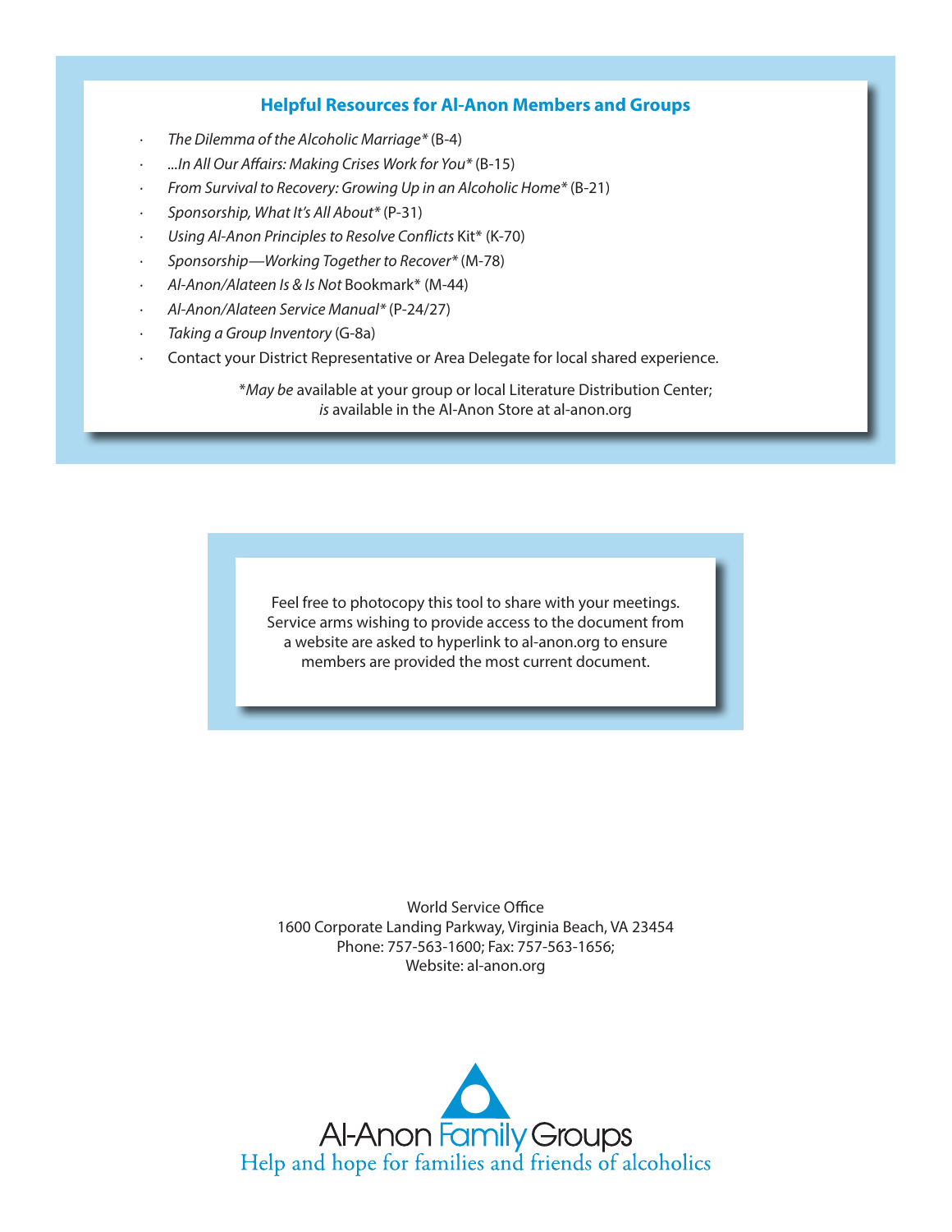## Helpful Resources for Al-Anon Members and Groups

- *The Dilemma of the Alcoholic Marriage** (B-4)
- *...In All Our Affairs: Making Crises Work for You** (B-15)
- *From Survival to Recovery: Growing Up in an Alcoholic Home** (B-21)
- *Sponsorship, What It's All About** (P-31)
- *Using Al-Anon Principles to Resolve Conflicts* Kit* (K-70)
- *Sponsorship—Working Together to Recover** (M-78)
- *Al-Anon/Alateen Is & Is Not* Bookmark* (M-44)
- *Al-Anon/Alateen Service Manual** (P-24/27)
- *Taking a Group Inventory* (G-8a)
- Contact your District Representative or Area Delegate for local shared experience.

*\*May be* available at your group or local Literature Distribution Center; *is* available in the Al-Anon Store at al-anon.org

Feel free to photocopy this tool to share with your meetings. Service arms wishing to provide access to the document from a website are asked to hyperlink to al-anon.org to ensure members are provided the most current document.

World Service Office
1600 Corporate Landing Parkway, Virginia Beach, VA 23454
Phone: 757-563-1600; Fax: 757-563-1656;
Website: al-anon.org

Al-Anon Family Groups
Help and hope for families and friends of alcoholics